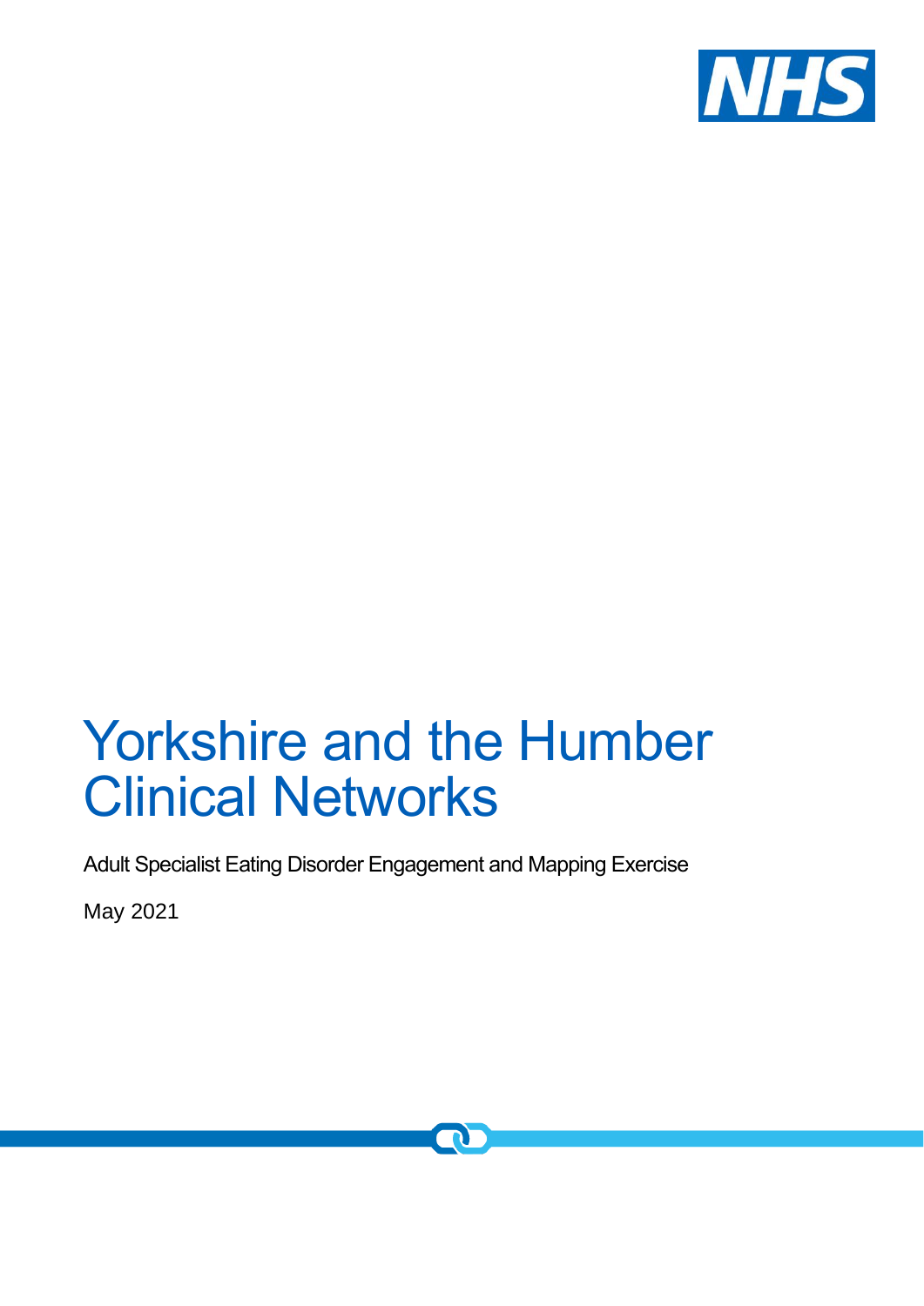NHS

# Yorkshire and the Humber Clinical Networks

Adult Specialist Eating Disorder Engagement and Mapping Exercise

May 2021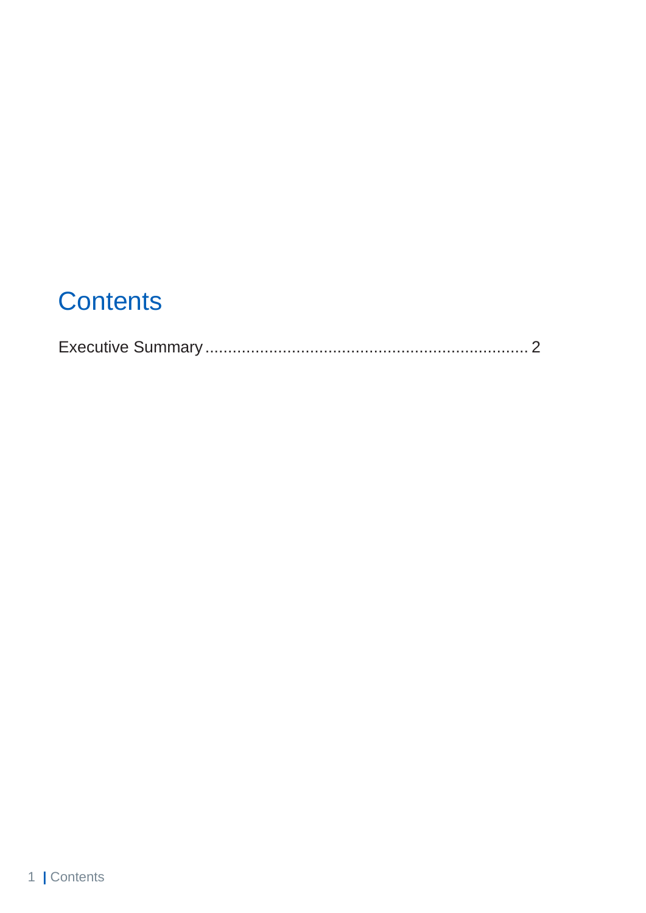# Contents

Executive Summary ........................................................................ 2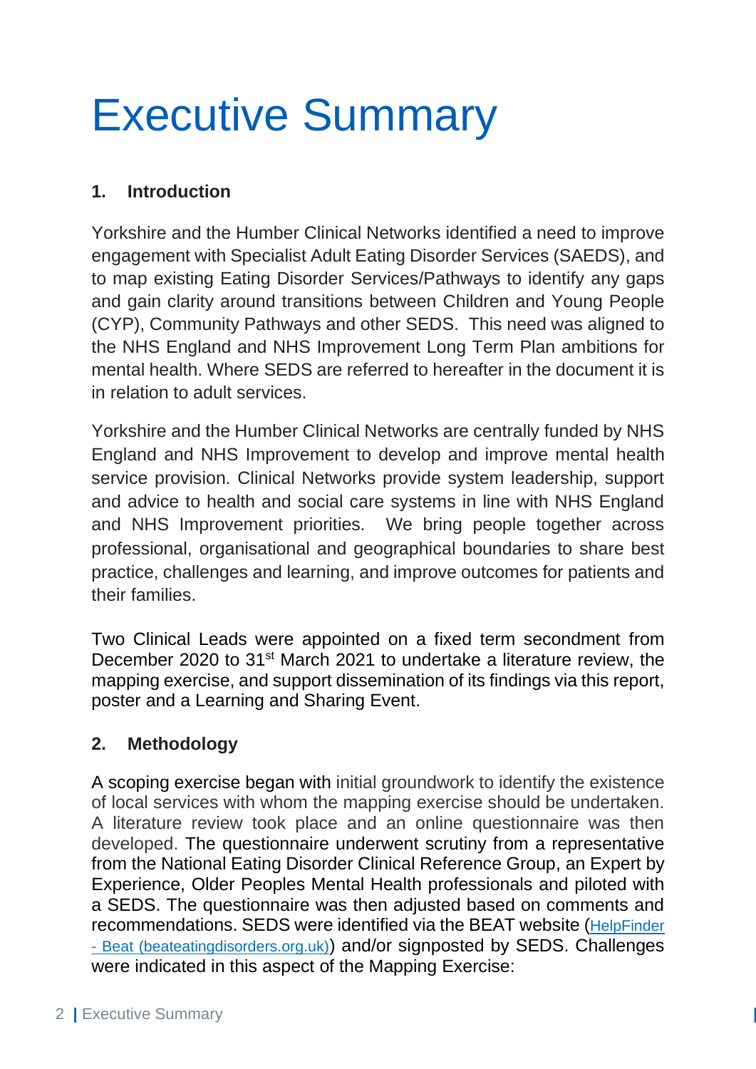# Executive Summary

## 1. Introduction

Yorkshire and the Humber Clinical Networks identified a need to improve engagement with Specialist Adult Eating Disorder Services (SAEDS), and to map existing Eating Disorder Services/Pathways to identify any gaps and gain clarity around transitions between Children and Young People (CYP), Community Pathways and other SEDS. This need was aligned to the NHS England and NHS Improvement Long Term Plan ambitions for mental health. Where SEDS are referred to hereafter in the document it is in relation to adult services.

Yorkshire and the Humber Clinical Networks are centrally funded by NHS England and NHS Improvement to develop and improve mental health service provision. Clinical Networks provide system leadership, support and advice to health and social care systems in line with NHS England and NHS Improvement priorities. We bring people together across professional, organisational and geographical boundaries to share best practice, challenges and learning, and improve outcomes for patients and their families.

Two Clinical Leads were appointed on a fixed term secondment from December 2020 to 31st March 2021 to undertake a literature review, the mapping exercise, and support dissemination of its findings via this report, poster and a Learning and Sharing Event.

## 2. Methodology

A scoping exercise began with initial groundwork to identify the existence of local services with whom the mapping exercise should be undertaken. A literature review took place and an online questionnaire was then developed. The questionnaire underwent scrutiny from a representative from the National Eating Disorder Clinical Reference Group, an Expert by Experience, Older Peoples Mental Health professionals and piloted with a SEDS. The questionnaire was then adjusted based on comments and recommendations. SEDS were identified via the BEAT website (HelpFinder - Beat (beateatingdisorders.org.uk)) and/or signposted by SEDS. Challenges were indicated in this aspect of the Mapping Exercise: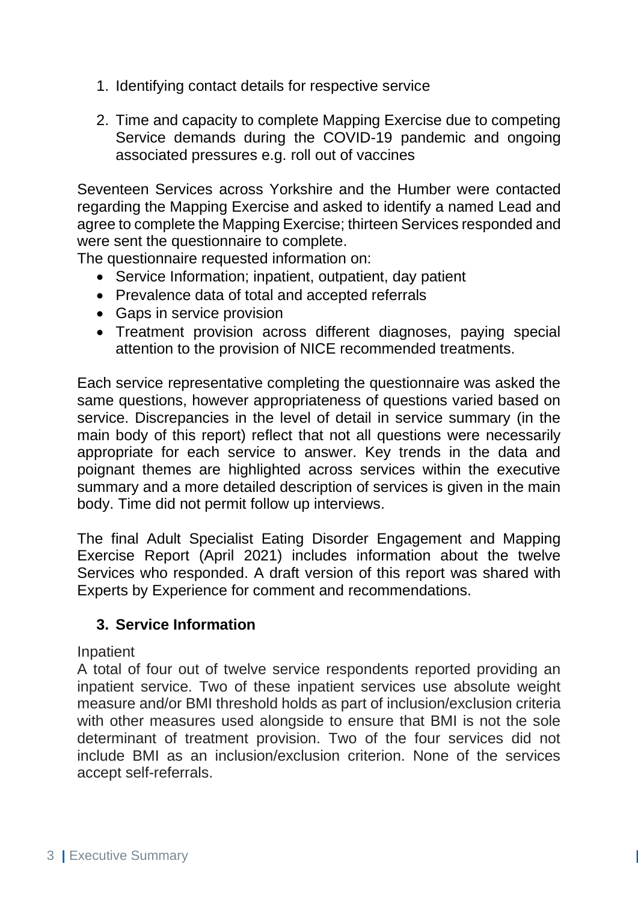1. Identifying contact details for respective service

2. Time and capacity to complete Mapping Exercise due to competing Service demands during the COVID-19 pandemic and ongoing associated pressures e.g. roll out of vaccines

Seventeen Services across Yorkshire and the Humber were contacted regarding the Mapping Exercise and asked to identify a named Lead and agree to complete the Mapping Exercise; thirteen Services responded and were sent the questionnaire to complete.
The questionnaire requested information on:

- Service Information; inpatient, outpatient, day patient
- Prevalence data of total and accepted referrals
- Gaps in service provision
- Treatment provision across different diagnoses, paying special attention to the provision of NICE recommended treatments.

Each service representative completing the questionnaire was asked the same questions, however appropriateness of questions varied based on service. Discrepancies in the level of detail in service summary (in the main body of this report) reflect that not all questions were necessarily appropriate for each service to answer. Key trends in the data and poignant themes are highlighted across services within the executive summary and a more detailed description of services is given in the main body. Time did not permit follow up interviews.

The final Adult Specialist Eating Disorder Engagement and Mapping Exercise Report (April 2021) includes information about the twelve Services who responded. A draft version of this report was shared with Experts by Experience for comment and recommendations.

## 3. Service Information

Inpatient
A total of four out of twelve service respondents reported providing an inpatient service. Two of these inpatient services use absolute weight measure and/or BMI threshold holds as part of inclusion/exclusion criteria with other measures used alongside to ensure that BMI is not the sole determinant of treatment provision. Two of the four services did not include BMI as an inclusion/exclusion criterion. None of the services accept self-referrals.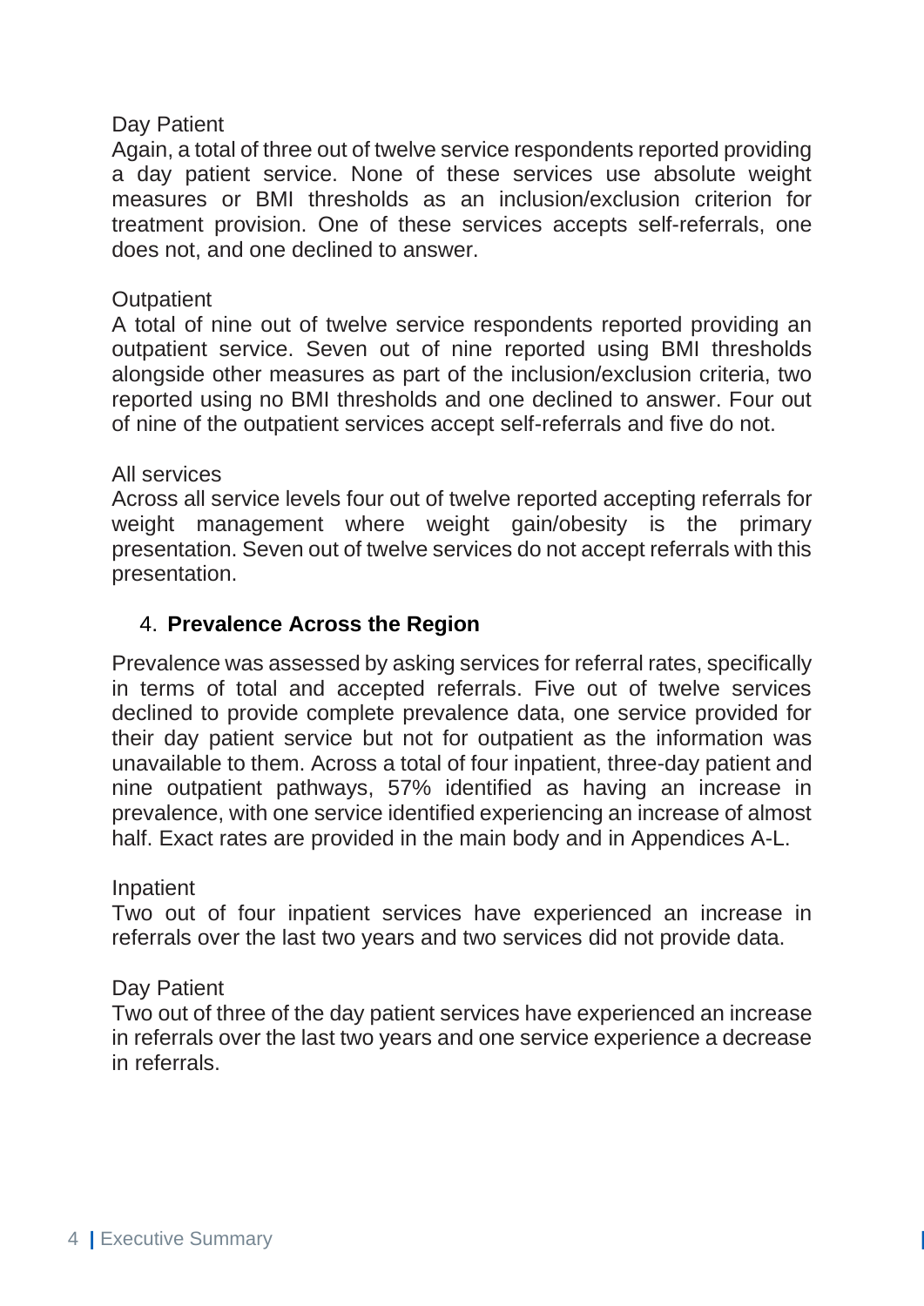Day Patient

Again, a total of three out of twelve service respondents reported providing a day patient service. None of these services use absolute weight measures or BMI thresholds as an inclusion/exclusion criterion for treatment provision. One of these services accepts self-referrals, one does not, and one declined to answer.

Outpatient

A total of nine out of twelve service respondents reported providing an outpatient service. Seven out of nine reported using BMI thresholds alongside other measures as part of the inclusion/exclusion criteria, two reported using no BMI thresholds and one declined to answer. Four out of nine of the outpatient services accept self-referrals and five do not.

All services

Across all service levels four out of twelve reported accepting referrals for weight management where weight gain/obesity is the primary presentation. Seven out of twelve services do not accept referrals with this presentation.

## 4. Prevalence Across the Region

Prevalence was assessed by asking services for referral rates, specifically in terms of total and accepted referrals. Five out of twelve services declined to provide complete prevalence data, one service provided for their day patient service but not for outpatient as the information was unavailable to them. Across a total of four inpatient, three-day patient and nine outpatient pathways, 57% identified as having an increase in prevalence, with one service identified experiencing an increase of almost half. Exact rates are provided in the main body and in Appendices A-L.

Inpatient

Two out of four inpatient services have experienced an increase in referrals over the last two years and two services did not provide data.

Day Patient

Two out of three of the day patient services have experienced an increase in referrals over the last two years and one service experience a decrease in referrals.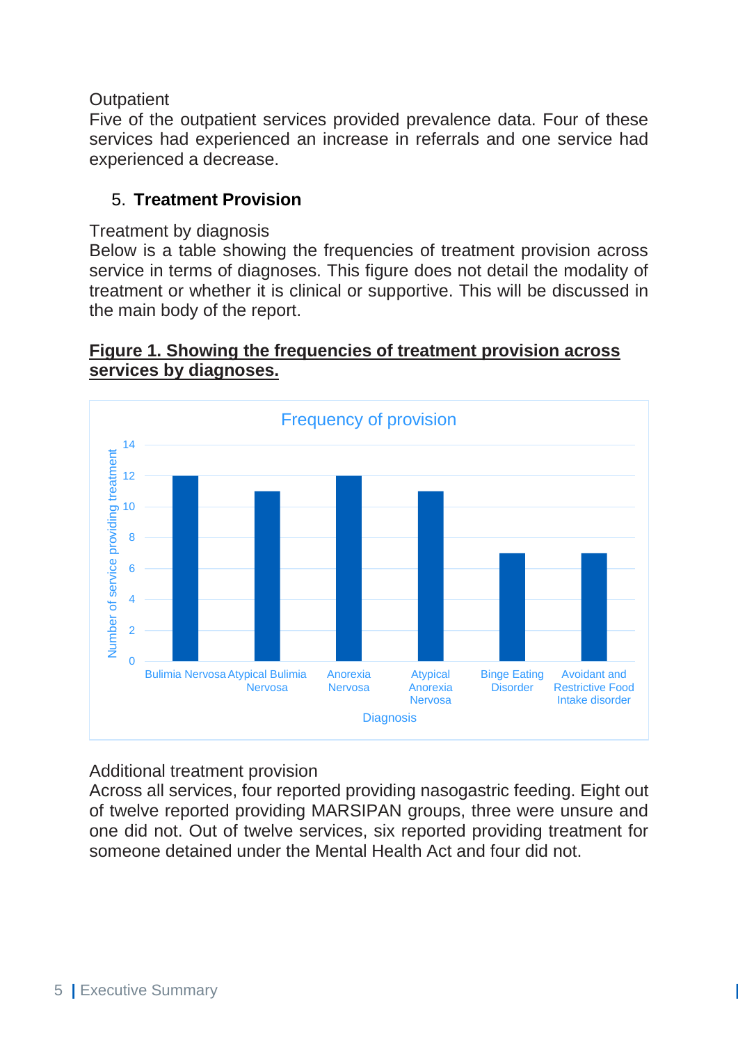Outpatient

Five of the outpatient services provided prevalence data. Four of these services had experienced an increase in referrals and one service had experienced a decrease.

5. **Treatment Provision**

Treatment by diagnosis

Below is a table showing the frequencies of treatment provision across service in terms of diagnoses. This figure does not detail the modality of treatment or whether it is clinical or supportive. This will be discussed in the main body of the report.

**Figure 1. Showing the frequencies of treatment provision across services by diagnoses.**

Frequency of provision

| Diagnosis | Number of service providing treatment |
|---|---|
| Bulimia Nervosa | 12 |
| Atypical Bulimia Nervosa | 11 |
| Anorexia Nervosa | 12 |
| Atypical Anorexia Nervosa | 11 |
| Binge Eating Disorder | 7 |
| Avoidant and Restrictive Food Intake disorder | 7 |

Additional treatment provision

Across all services, four reported providing nasogastric feeding. Eight out of twelve reported providing MARSIPAN groups, three were unsure and one did not. Out of twelve services, six reported providing treatment for someone detained under the Mental Health Act and four did not.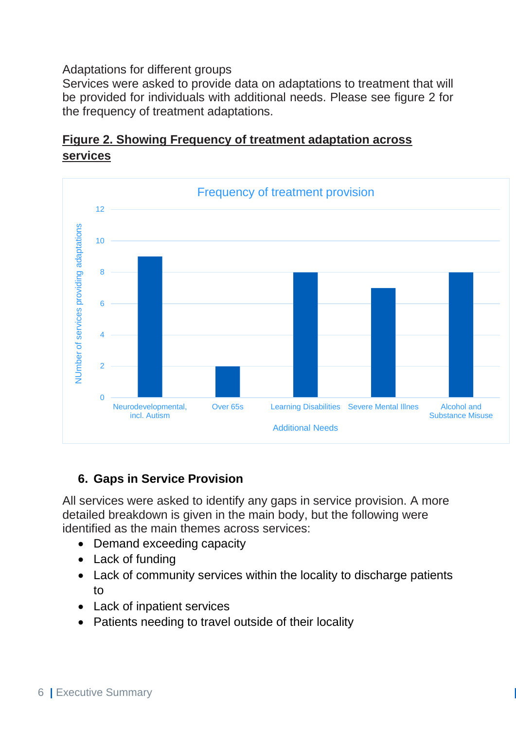Adaptations for different groups

Services were asked to provide data on adaptations to treatment that will be provided for individuals with additional needs. Please see figure 2 for the frequency of treatment adaptations.

**Figure 2. Showing Frequency of treatment adaptation across services**

Frequency of treatment provision

| Additional Needs | NUmber of services providing adaptations |
|---|---|
| Neurodevelopmental, incl. Autism | 9 |
| Over 65s | 2 |
| Learning Disabilities | 8 |
| Severe Mental Illnes | 7 |
| Alcohol and Substance Misuse | 8 |

## 6. Gaps in Service Provision

All services were asked to identify any gaps in service provision. A more detailed breakdown is given in the main body, but the following were identified as the main themes across services:

- Demand exceeding capacity
- Lack of funding
- Lack of community services within the locality to discharge patients to
- Lack of inpatient services
- Patients needing to travel outside of their locality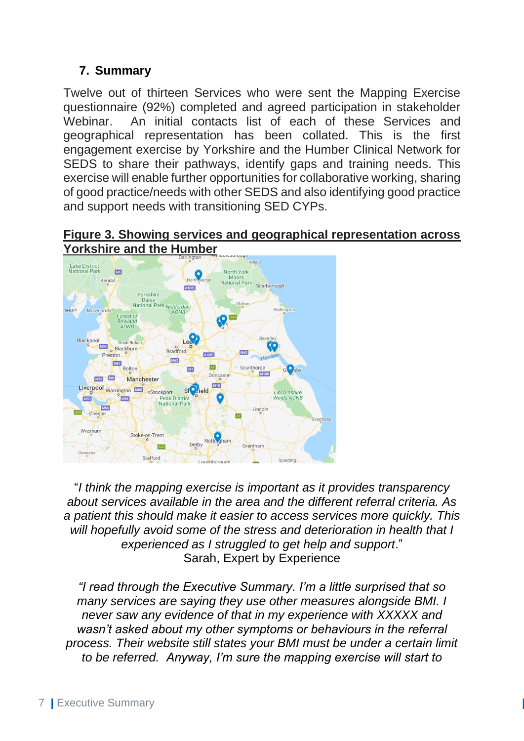## 7. Summary

Twelve out of thirteen Services who were sent the Mapping Exercise questionnaire (92%) completed and agreed participation in stakeholder Webinar. An initial contacts list of each of these Services and geographical representation has been collated. This is the first engagement exercise by Yorkshire and the Humber Clinical Network for SEDS to share their pathways, identify gaps and training needs. This exercise will enable further opportunities for collaborative working, sharing of good practice/needs with other SEDS and also identifying good practice and support needs with transitioning SED CYPs.

**Figure 3. Showing services and geographical representation across Yorkshire and the Humber**

"*I think the mapping exercise is important as it provides transparency about services available in the area and the different referral criteria. As a patient this should make it easier to access services more quickly. This will hopefully avoid some of the stress and deterioration in health that I experienced as I struggled to get help and support*."
Sarah, Expert by Experience

*"I read through the Executive Summary. I'm a little surprised that so many services are saying they use other measures alongside BMI. I never saw any evidence of that in my experience with XXXXX and wasn't asked about my other symptoms or behaviours in the referral process. Their website still states your BMI must be under a certain limit to be referred. Anyway, I'm sure the mapping exercise will start to*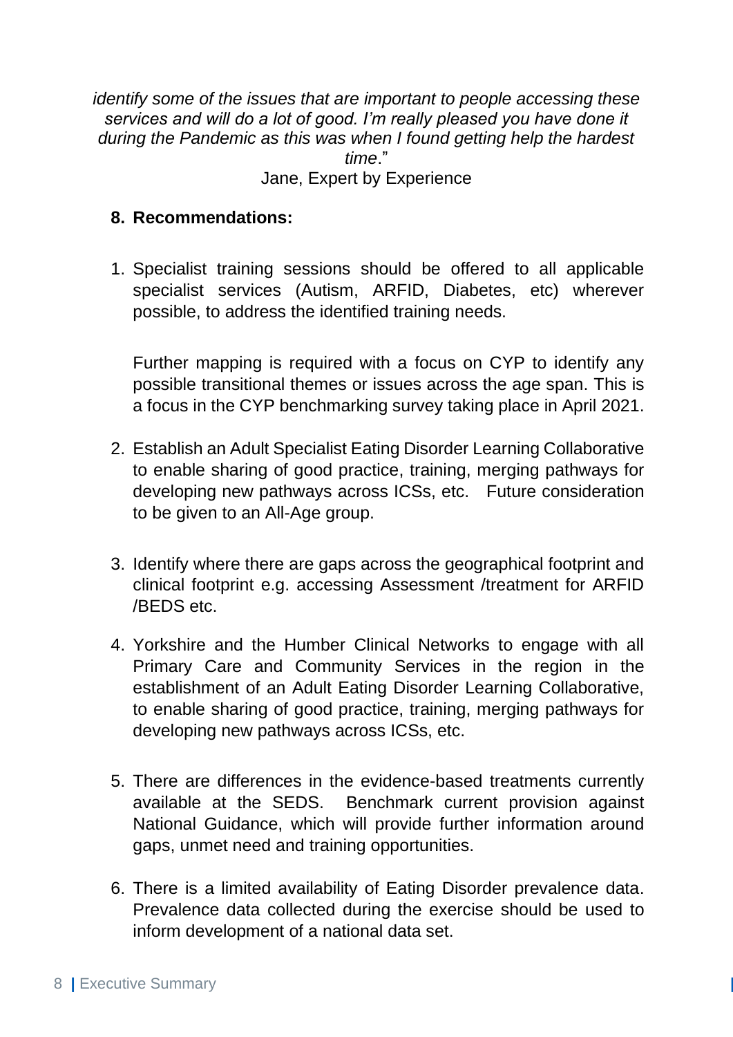*identify some of the issues that are important to people accessing these services and will do a lot of good. I'm really pleased you have done it during the Pandemic as this was when I found getting help the hardest time*."

Jane, Expert by Experience

**8. Recommendations:**

1. Specialist training sessions should be offered to all applicable specialist services (Autism, ARFID, Diabetes, etc) wherever possible, to address the identified training needs.

   Further mapping is required with a focus on CYP to identify any possible transitional themes or issues across the age span. This is a focus in the CYP benchmarking survey taking place in April 2021.

2. Establish an Adult Specialist Eating Disorder Learning Collaborative to enable sharing of good practice, training, merging pathways for developing new pathways across ICSs, etc. Future consideration to be given to an All-Age group.

3. Identify where there are gaps across the geographical footprint and clinical footprint e.g. accessing Assessment /treatment for ARFID /BEDS etc.

4. Yorkshire and the Humber Clinical Networks to engage with all Primary Care and Community Services in the region in the establishment of an Adult Eating Disorder Learning Collaborative, to enable sharing of good practice, training, merging pathways for developing new pathways across ICSs, etc.

5. There are differences in the evidence-based treatments currently available at the SEDS. Benchmark current provision against National Guidance, which will provide further information around gaps, unmet need and training opportunities.

6. There is a limited availability of Eating Disorder prevalence data. Prevalence data collected during the exercise should be used to inform development of a national data set.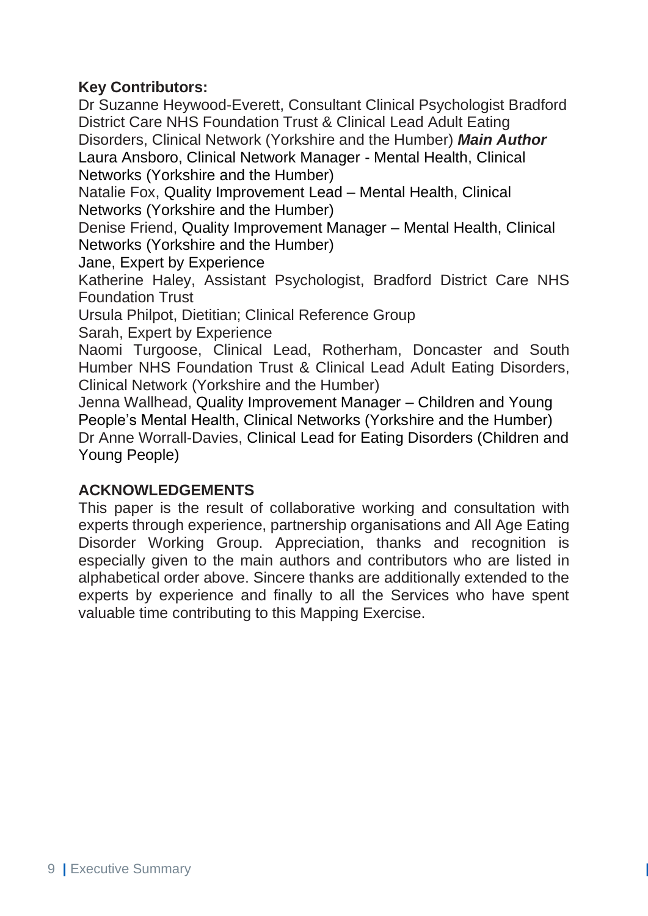**Key Contributors:**

Dr Suzanne Heywood-Everett, Consultant Clinical Psychologist Bradford District Care NHS Foundation Trust & Clinical Lead Adult Eating Disorders, Clinical Network (Yorkshire and the Humber) ***Main Author***

Laura Ansboro, Clinical Network Manager - Mental Health, Clinical Networks (Yorkshire and the Humber)

Natalie Fox, Quality Improvement Lead – Mental Health, Clinical Networks (Yorkshire and the Humber)

Denise Friend, Quality Improvement Manager – Mental Health, Clinical Networks (Yorkshire and the Humber)

Jane, Expert by Experience

Katherine Haley, Assistant Psychologist, Bradford District Care NHS Foundation Trust

Ursula Philpot, Dietitian; Clinical Reference Group

Sarah, Expert by Experience

Naomi Turgoose, Clinical Lead, Rotherham, Doncaster and South Humber NHS Foundation Trust & Clinical Lead Adult Eating Disorders, Clinical Network (Yorkshire and the Humber)

Jenna Wallhead, Quality Improvement Manager – Children and Young People's Mental Health, Clinical Networks (Yorkshire and the Humber)

Dr Anne Worrall-Davies, Clinical Lead for Eating Disorders (Children and Young People)

## ACKNOWLEDGEMENTS

This paper is the result of collaborative working and consultation with experts through experience, partnership organisations and All Age Eating Disorder Working Group. Appreciation, thanks and recognition is especially given to the main authors and contributors who are listed in alphabetical order above. Sincere thanks are additionally extended to the experts by experience and finally to all the Services who have spent valuable time contributing to this Mapping Exercise.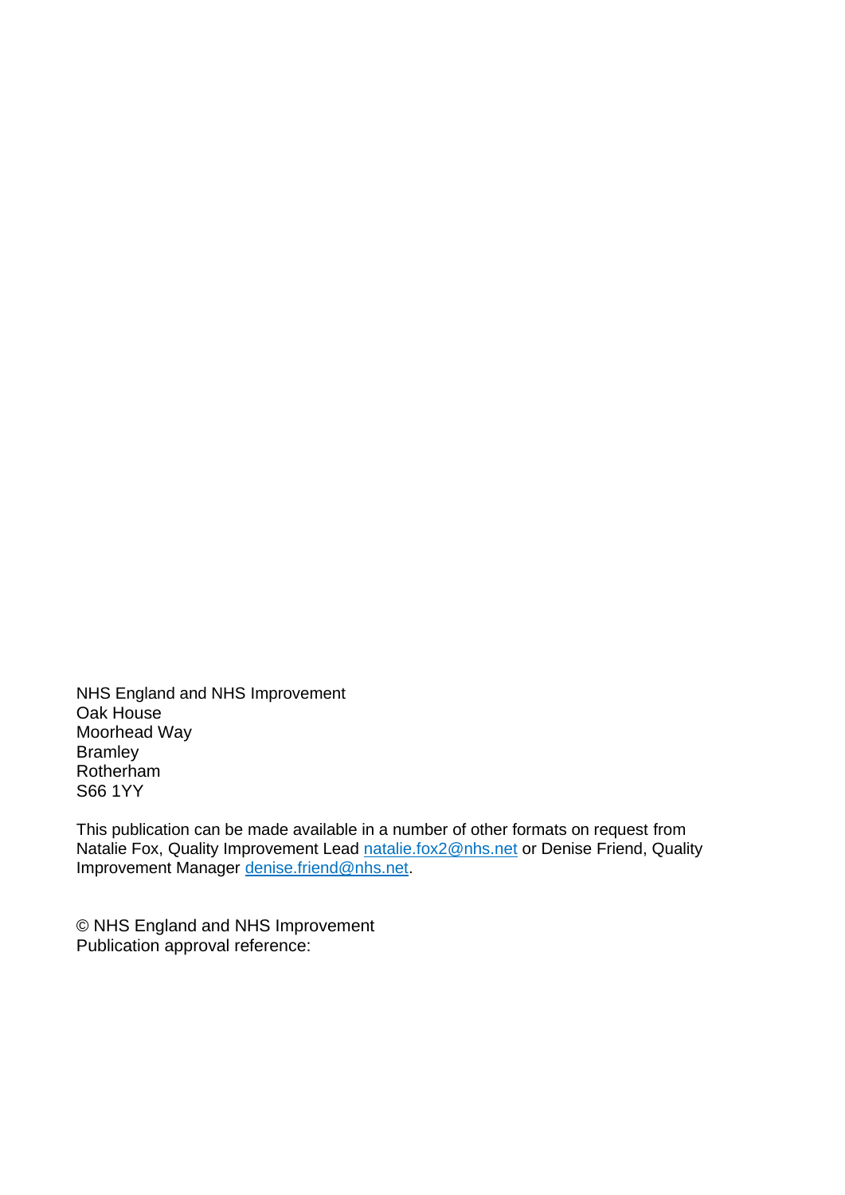NHS England and NHS Improvement
Oak House
Moorhead Way
Bramley
Rotherham
S66 1YY

This publication can be made available in a number of other formats on request from Natalie Fox, Quality Improvement Lead natalie.fox2@nhs.net or Denise Friend, Quality Improvement Manager denise.friend@nhs.net.

© NHS England and NHS Improvement
Publication approval reference: